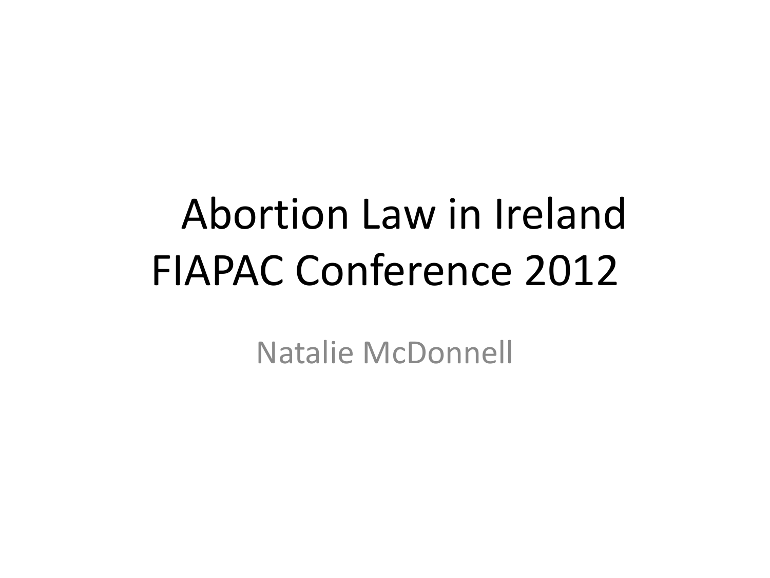# Abortion Law in Ireland
# FIAPAC Conference 2012

Natalie McDonnell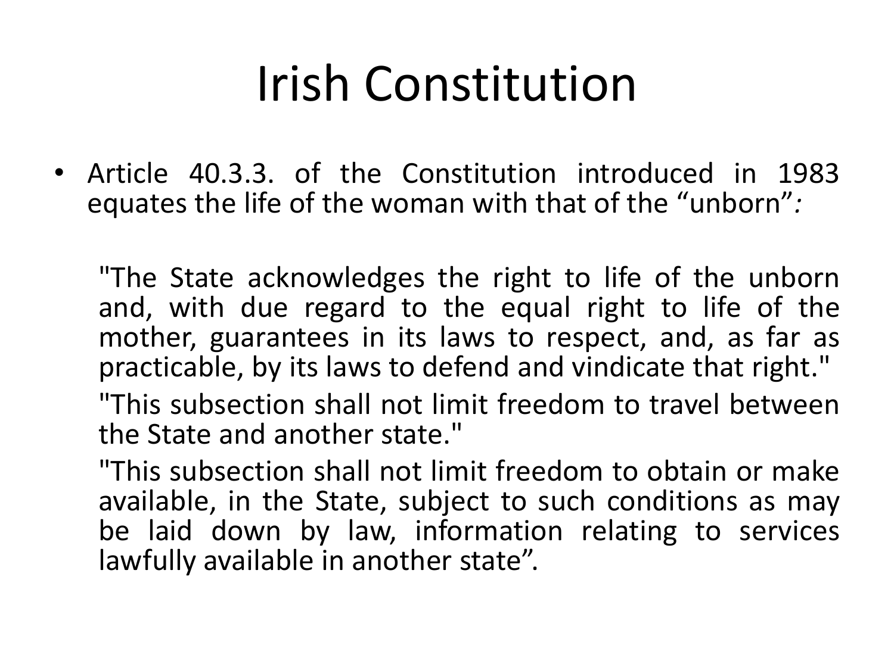# Irish Constitution

- Article 40.3.3. of the Constitution introduced in 1983 equates the life of the woman with that of the "unborn"*:*

  "The State acknowledges the right to life of the unborn and, with due regard to the equal right to life of the mother, guarantees in its laws to respect, and, as far as practicable, by its laws to defend and vindicate that right."

  "This subsection shall not limit freedom to travel between the State and another state."

  "This subsection shall not limit freedom to obtain or make available, in the State, subject to such conditions as may be laid down by law, information relating to services lawfully available in another state".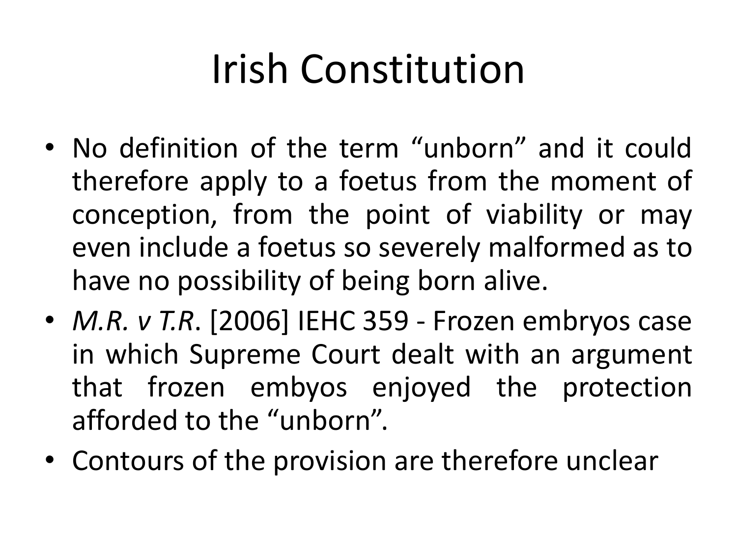# Irish Constitution

- No definition of the term "unborn" and it could therefore apply to a foetus from the moment of conception, from the point of viability or may even include a foetus so severely malformed as to have no possibility of being born alive.
- *M.R. v T.R*. [2006] IEHC 359 - Frozen embryos case in which Supreme Court dealt with an argument that frozen embyos enjoyed the protection afforded to the "unborn".
- Contours of the provision are therefore unclear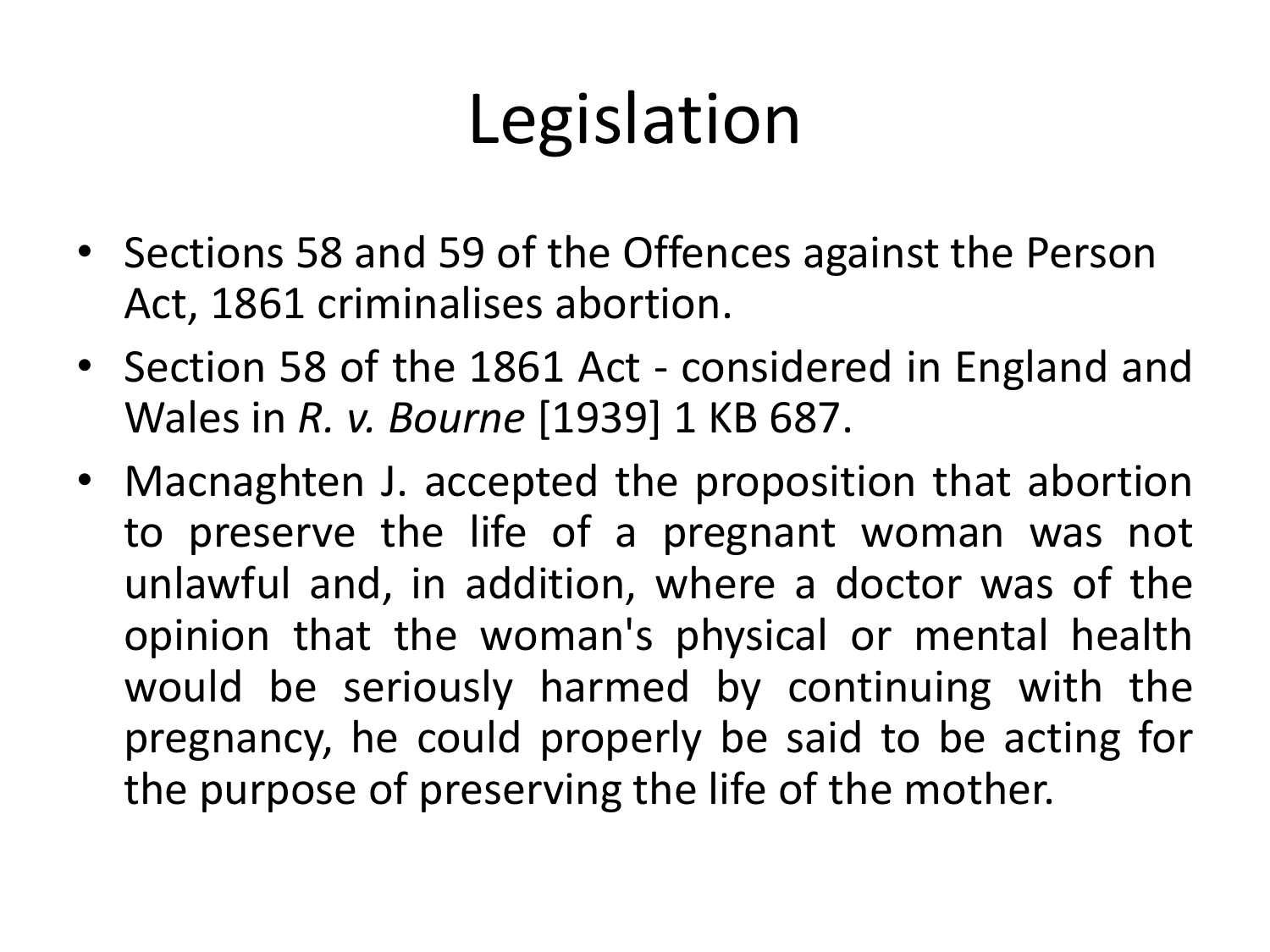# Legislation

- Sections 58 and 59 of the Offences against the Person Act, 1861 criminalises abortion.
- Section 58 of the 1861 Act - considered in England and Wales in *R. v. Bourne* [1939] 1 KB 687.
- Macnaghten J. accepted the proposition that abortion to preserve the life of a pregnant woman was not unlawful and, in addition, where a doctor was of the opinion that the woman's physical or mental health would be seriously harmed by continuing with the pregnancy, he could properly be said to be acting for the purpose of preserving the life of the mother.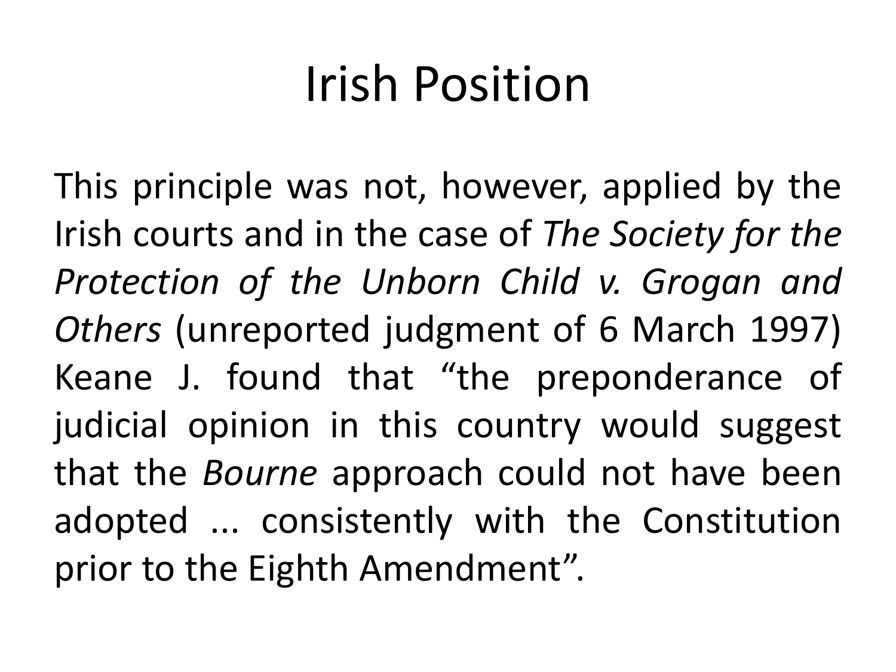# Irish Position

This principle was not, however, applied by the Irish courts and in the case of *The Society for the Protection of the Unborn Child v. Grogan and Others* (unreported judgment of 6 March 1997) Keane J. found that "the preponderance of judicial opinion in this country would suggest that the *Bourne* approach could not have been adopted ... consistently with the Constitution prior to the Eighth Amendment".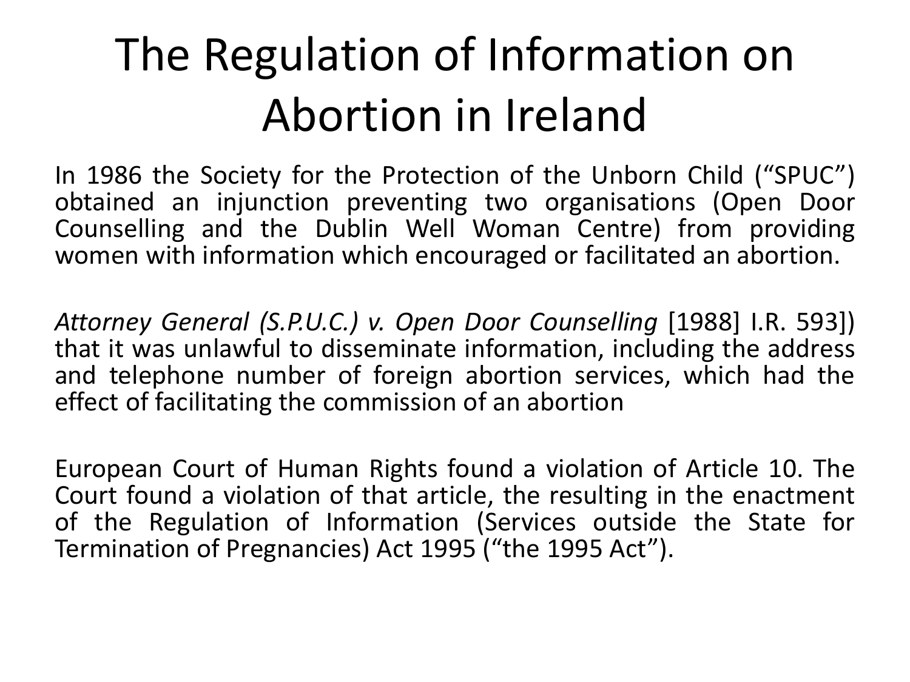# The Regulation of Information on Abortion in Ireland

In 1986 the Society for the Protection of the Unborn Child ("SPUC") obtained an injunction preventing two organisations (Open Door Counselling and the Dublin Well Woman Centre) from providing women with information which encouraged or facilitated an abortion.

*Attorney General (S.P.U.C.) v. Open Door Counselling* [1988] I.R. 593]) that it was unlawful to disseminate information, including the address and telephone number of foreign abortion services, which had the effect of facilitating the commission of an abortion

European Court of Human Rights found a violation of Article 10. The Court found a violation of that article, the resulting in the enactment of the Regulation of Information (Services outside the State for Termination of Pregnancies) Act 1995 ("the 1995 Act").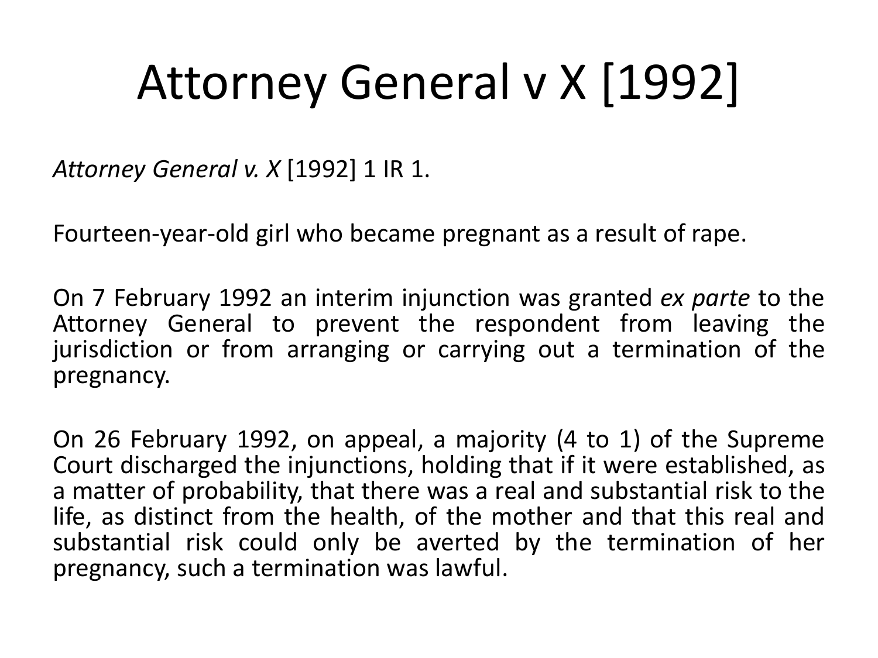# Attorney General v X [1992]

*Attorney General v. X* [1992] 1 IR 1.

Fourteen-year-old girl who became pregnant as a result of rape.

On 7 February 1992 an interim injunction was granted *ex parte* to the Attorney General to prevent the respondent from leaving the jurisdiction or from arranging or carrying out a termination of the pregnancy.

On 26 February 1992, on appeal, a majority (4 to 1) of the Supreme Court discharged the injunctions, holding that if it were established, as a matter of probability, that there was a real and substantial risk to the life, as distinct from the health, of the mother and that this real and substantial risk could only be averted by the termination of her pregnancy, such a termination was lawful.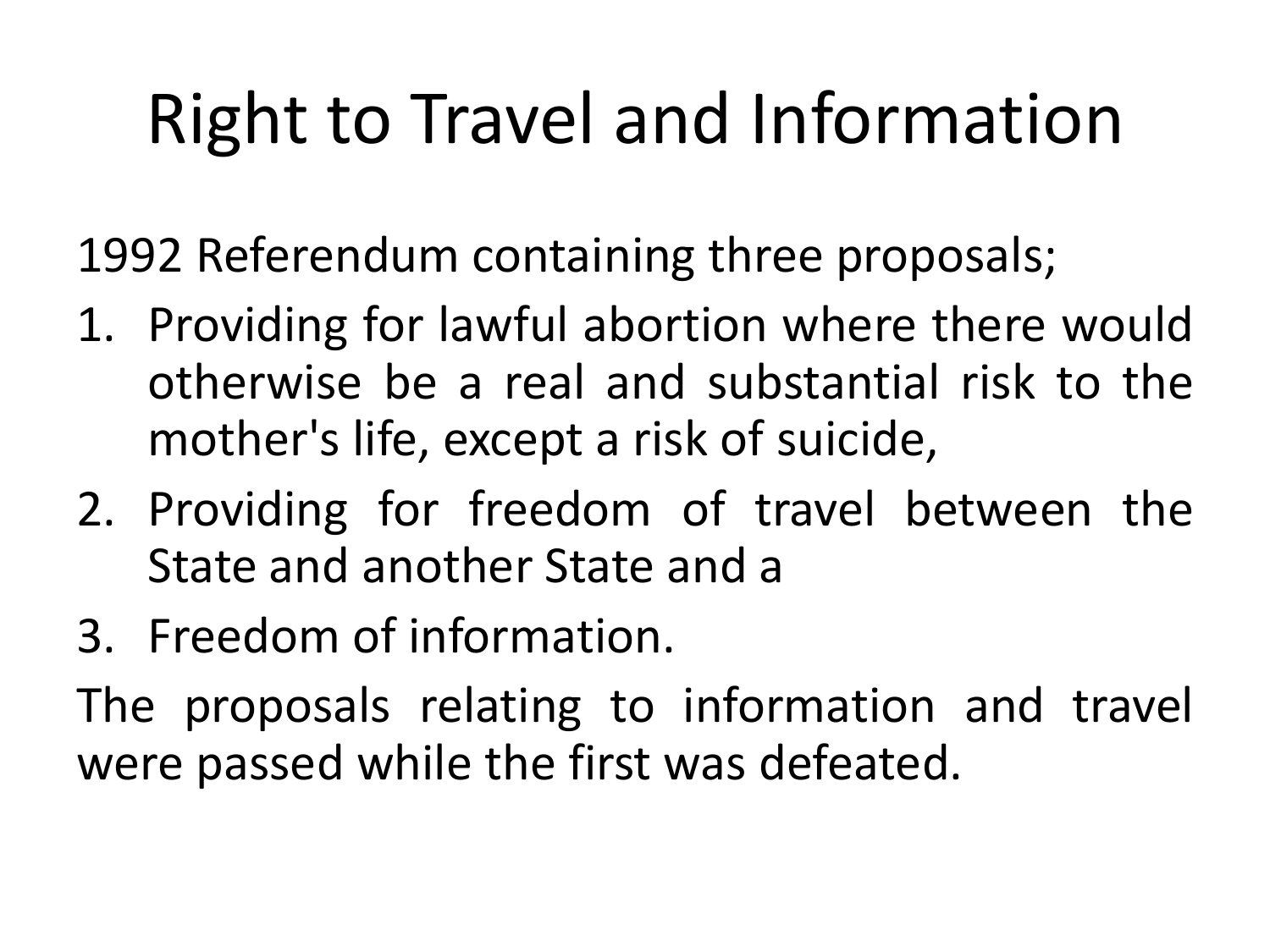# Right to Travel and Information

1992 Referendum containing three proposals;

1. Providing for lawful abortion where there would otherwise be a real and substantial risk to the mother's life, except a risk of suicide,
2. Providing for freedom of travel between the State and another State and a
3. Freedom of information.

The proposals relating to information and travel were passed while the first was defeated.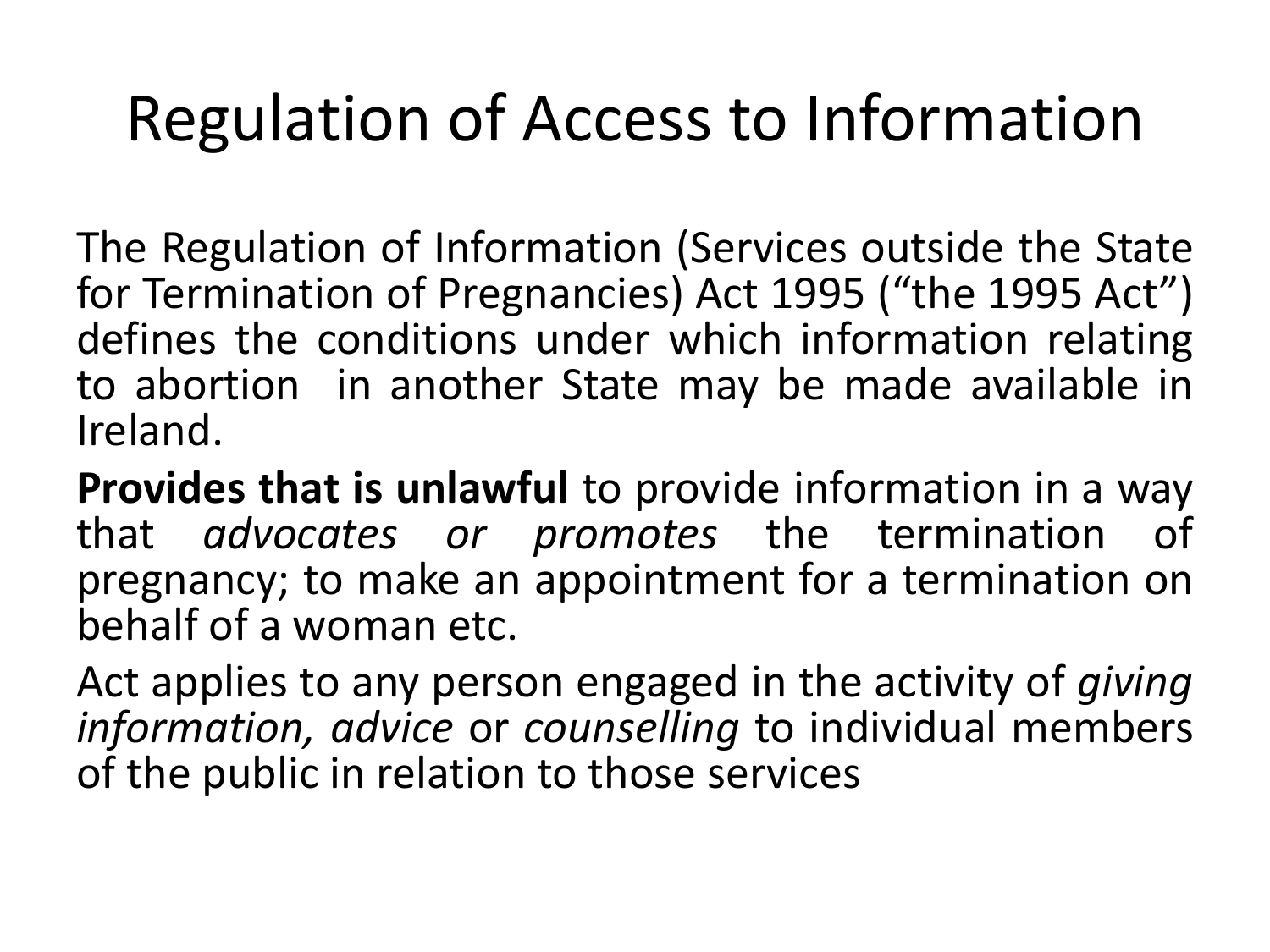# Regulation of Access to Information

The Regulation of Information (Services outside the State for Termination of Pregnancies) Act 1995 ("the 1995 Act") defines the conditions under which information relating to abortion in another State may be made available in Ireland.

**Provides that is unlawful** to provide information in a way that *advocates or promotes* the termination of pregnancy; to make an appointment for a termination on behalf of a woman etc.

Act applies to any person engaged in the activity of *giving information, advice* or *counselling* to individual members of the public in relation to those services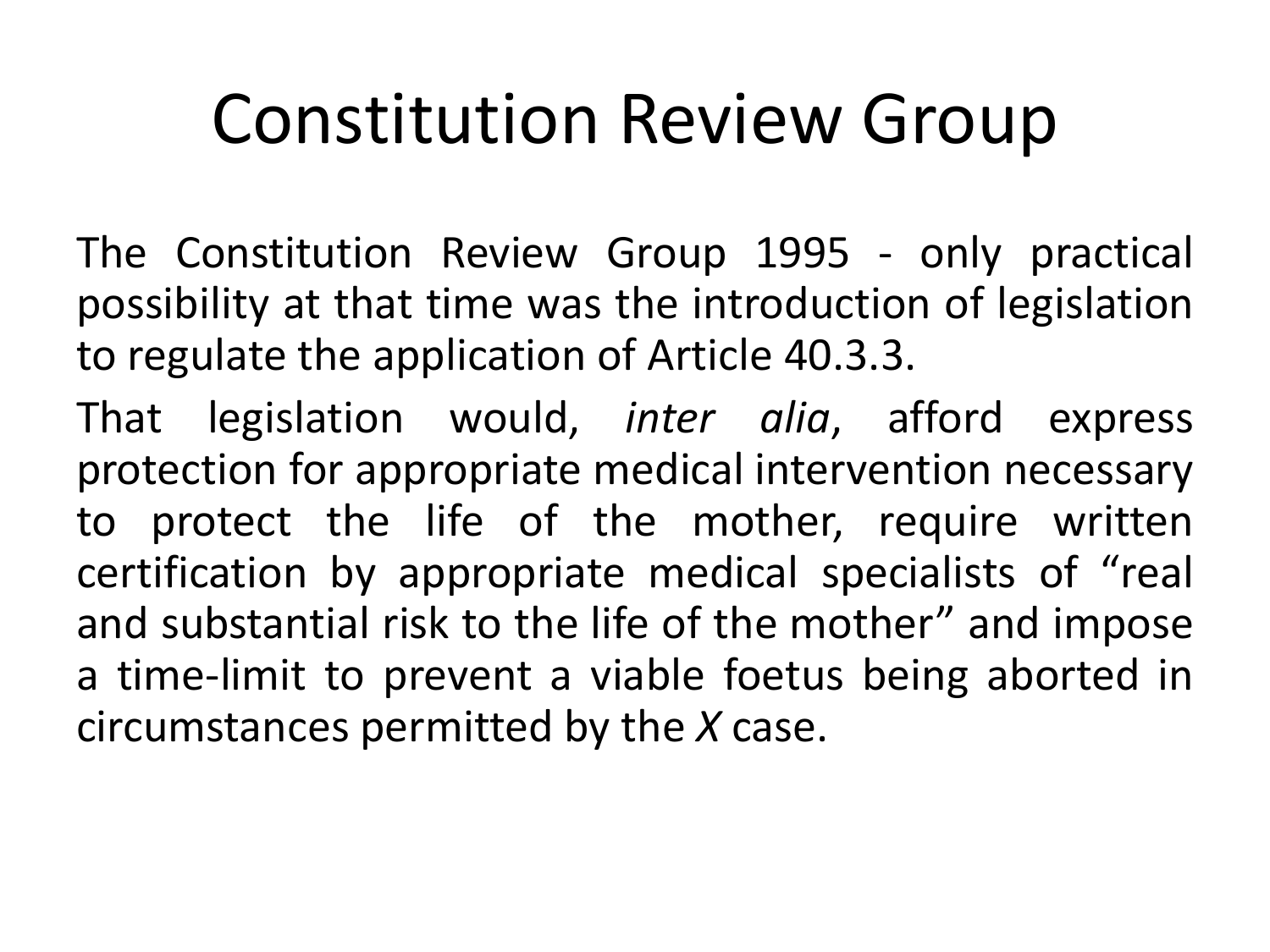# Constitution Review Group

The Constitution Review Group 1995 - only practical possibility at that time was the introduction of legislation to regulate the application of Article 40.3.3.

That legislation would, *inter alia*, afford express protection for appropriate medical intervention necessary to protect the life of the mother, require written certification by appropriate medical specialists of "real and substantial risk to the life of the mother" and impose a time-limit to prevent a viable foetus being aborted in circumstances permitted by the *X* case.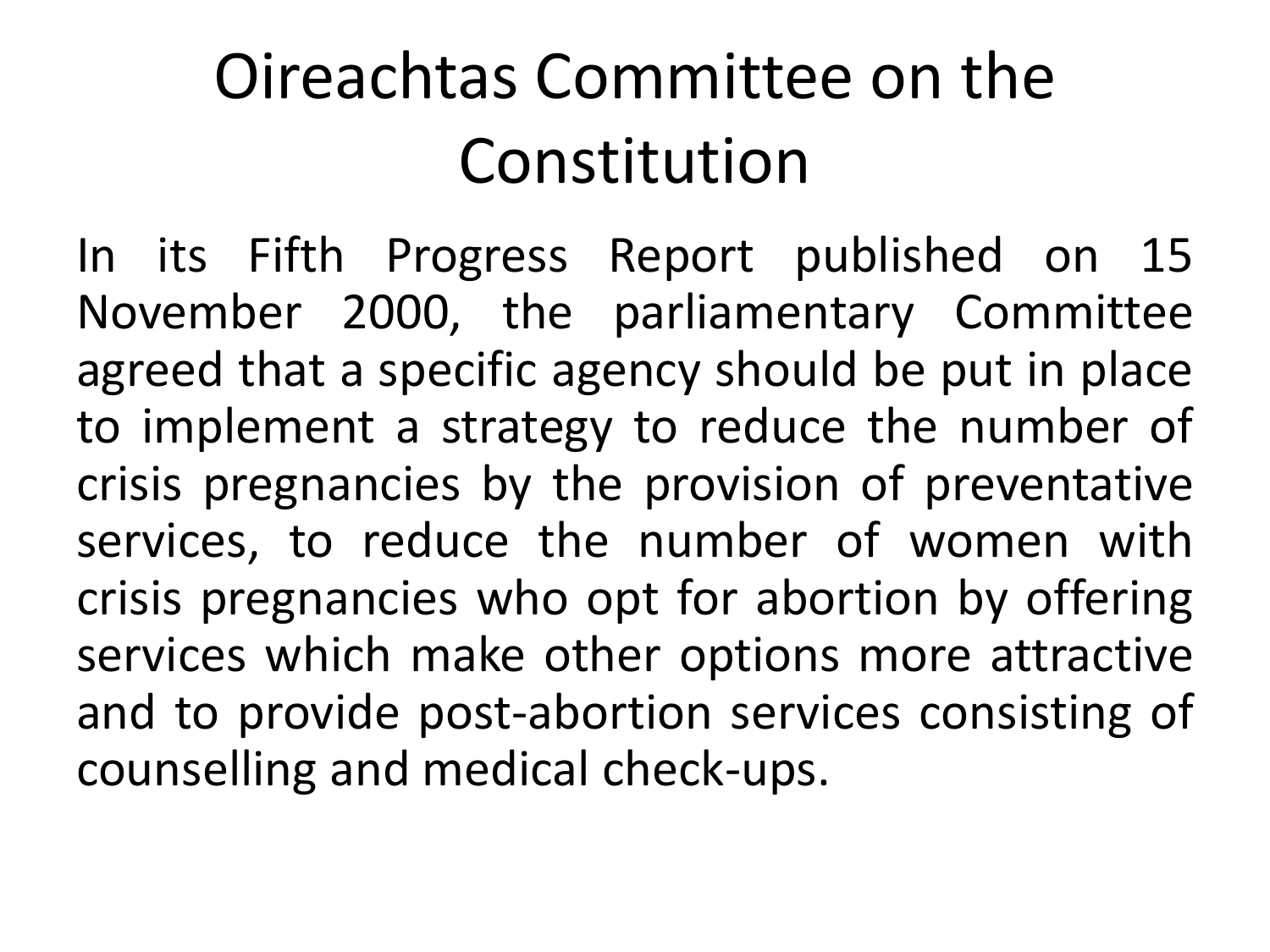# Oireachtas Committee on the Constitution

In its Fifth Progress Report published on 15 November 2000, the parliamentary Committee agreed that a specific agency should be put in place to implement a strategy to reduce the number of crisis pregnancies by the provision of preventative services, to reduce the number of women with crisis pregnancies who opt for abortion by offering services which make other options more attractive and to provide post-abortion services consisting of counselling and medical check-ups.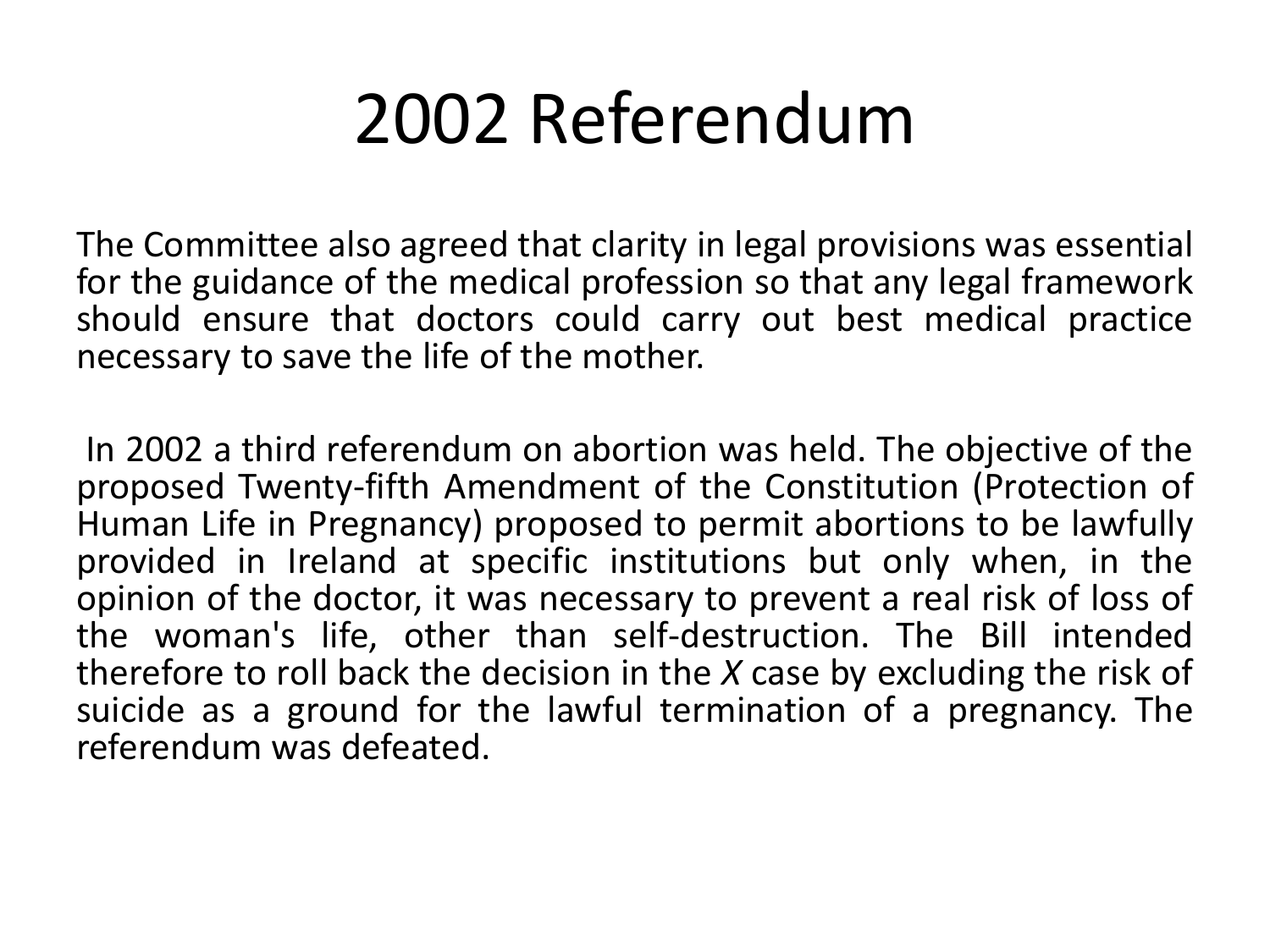# 2002 Referendum

The Committee also agreed that clarity in legal provisions was essential for the guidance of the medical profession so that any legal framework should ensure that doctors could carry out best medical practice necessary to save the life of the mother.

In 2002 a third referendum on abortion was held. The objective of the proposed Twenty-fifth Amendment of the Constitution (Protection of Human Life in Pregnancy) proposed to permit abortions to be lawfully provided in Ireland at specific institutions but only when, in the opinion of the doctor, it was necessary to prevent a real risk of loss of the woman's life, other than self-destruction. The Bill intended therefore to roll back the decision in the *X* case by excluding the risk of suicide as a ground for the lawful termination of a pregnancy. The referendum was defeated.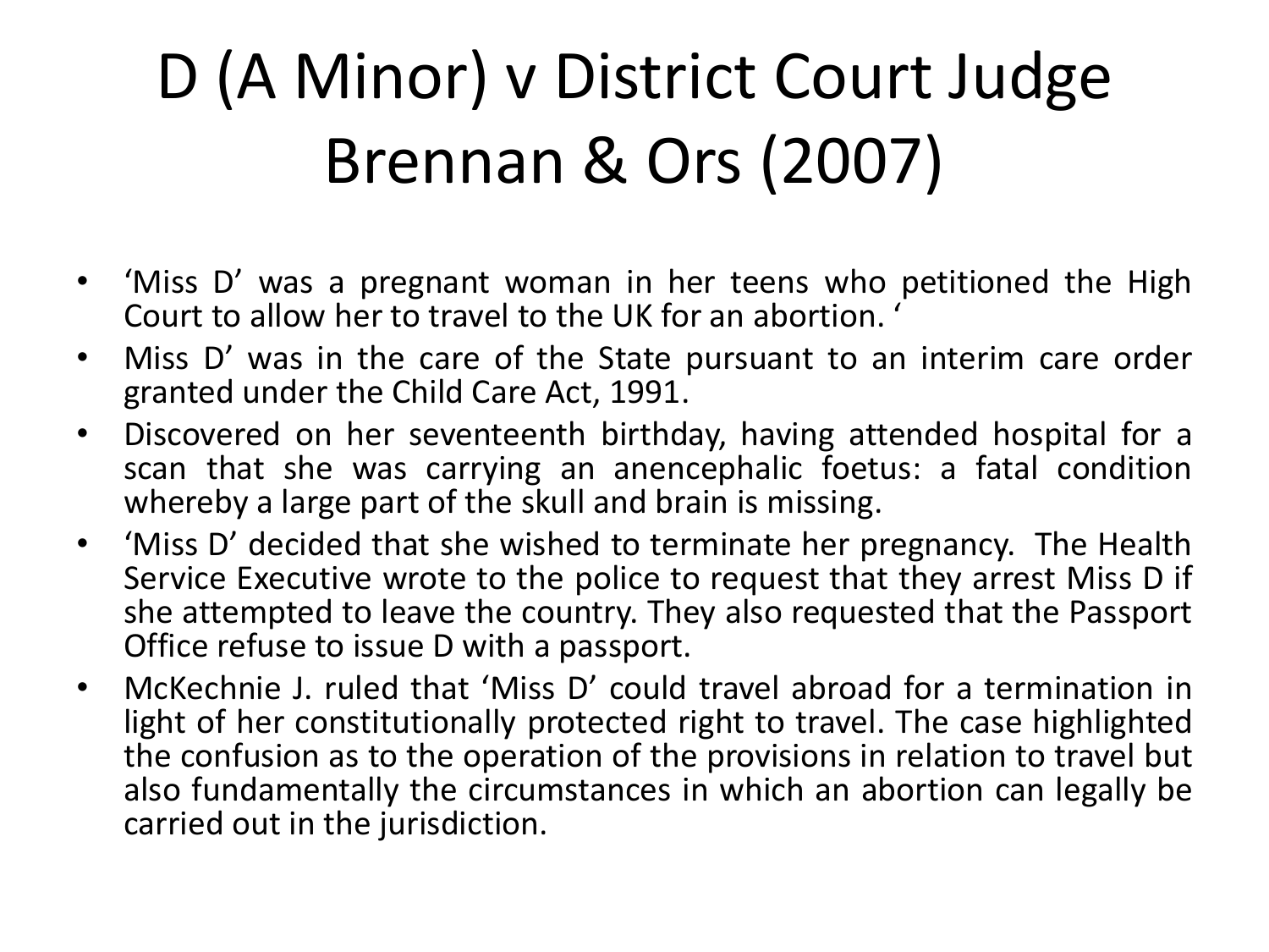# D (A Minor) v District Court Judge Brennan & Ors (2007)

- 'Miss D' was a pregnant woman in her teens who petitioned the High Court to allow her to travel to the UK for an abortion. '
- Miss D' was in the care of the State pursuant to an interim care order granted under the Child Care Act, 1991.
- Discovered on her seventeenth birthday, having attended hospital for a scan that she was carrying an anencephalic foetus: a fatal condition whereby a large part of the skull and brain is missing.
- 'Miss D' decided that she wished to terminate her pregnancy. The Health Service Executive wrote to the police to request that they arrest Miss D if she attempted to leave the country. They also requested that the Passport Office refuse to issue D with a passport.
- McKechnie J. ruled that 'Miss D' could travel abroad for a termination in light of her constitutionally protected right to travel. The case highlighted the confusion as to the operation of the provisions in relation to travel but also fundamentally the circumstances in which an abortion can legally be carried out in the jurisdiction.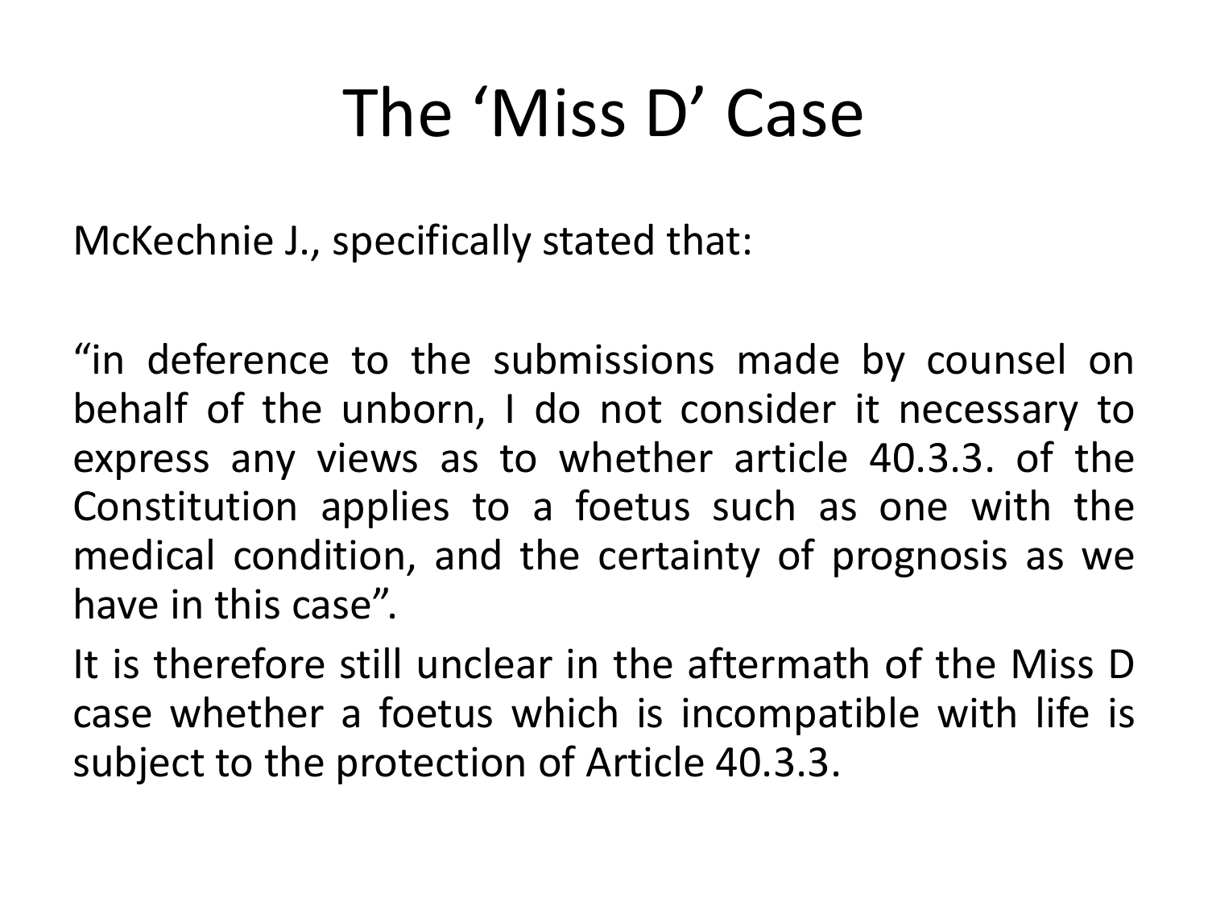# The 'Miss D' Case

McKechnie J., specifically stated that:

"in deference to the submissions made by counsel on behalf of the unborn, I do not consider it necessary to express any views as to whether article 40.3.3. of the Constitution applies to a foetus such as one with the medical condition, and the certainty of prognosis as we have in this case".

It is therefore still unclear in the aftermath of the Miss D case whether a foetus which is incompatible with life is subject to the protection of Article 40.3.3.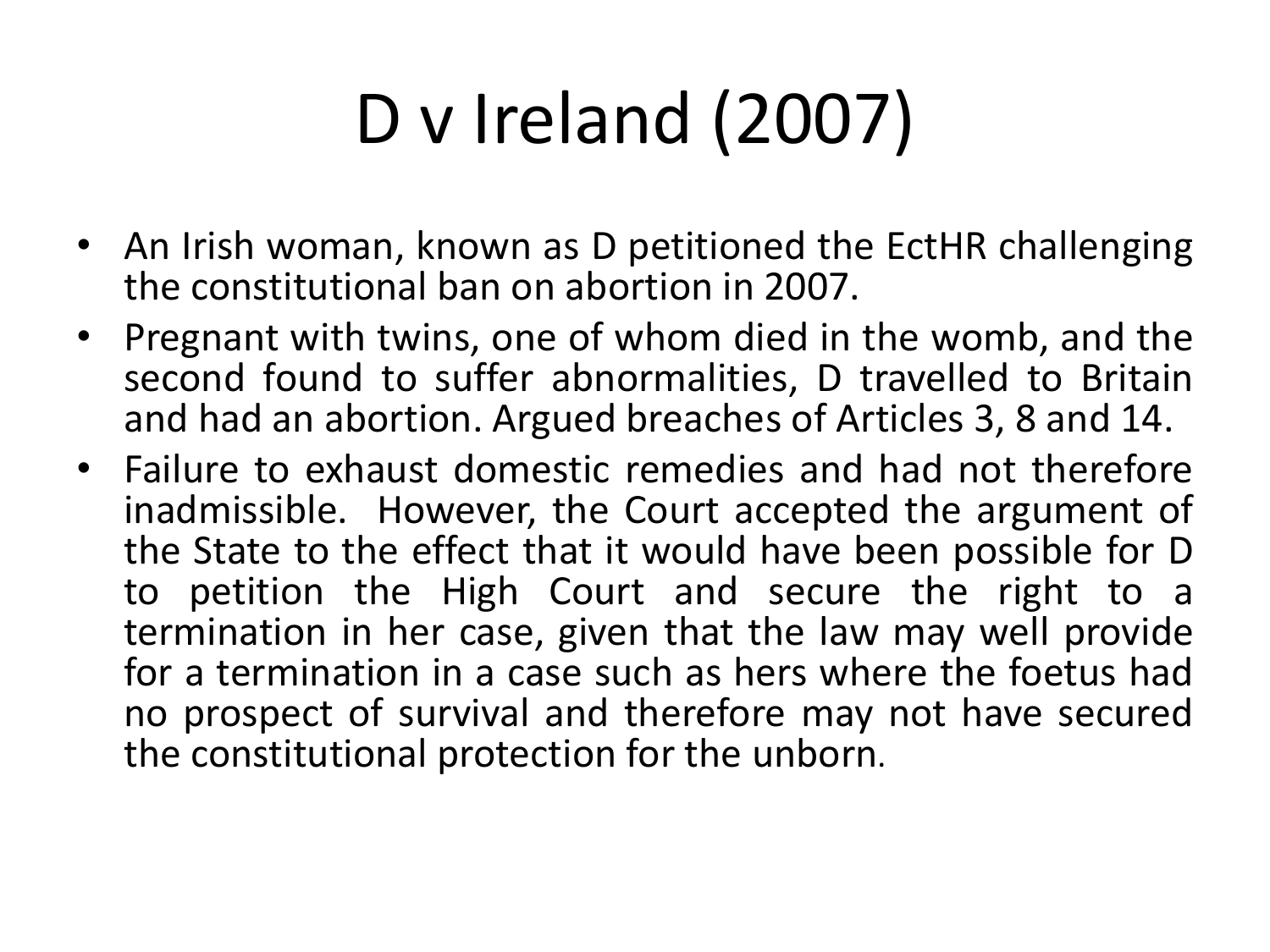# D v Ireland (2007)

- An Irish woman, known as D petitioned the EctHR challenging the constitutional ban on abortion in 2007.
- Pregnant with twins, one of whom died in the womb, and the second found to suffer abnormalities, D travelled to Britain and had an abortion. Argued breaches of Articles 3, 8 and 14.
- Failure to exhaust domestic remedies and had not therefore inadmissible. However, the Court accepted the argument of the State to the effect that it would have been possible for D to petition the High Court and secure the right to a termination in her case, given that the law may well provide for a termination in a case such as hers where the foetus had no prospect of survival and therefore may not have secured the constitutional protection for the unborn.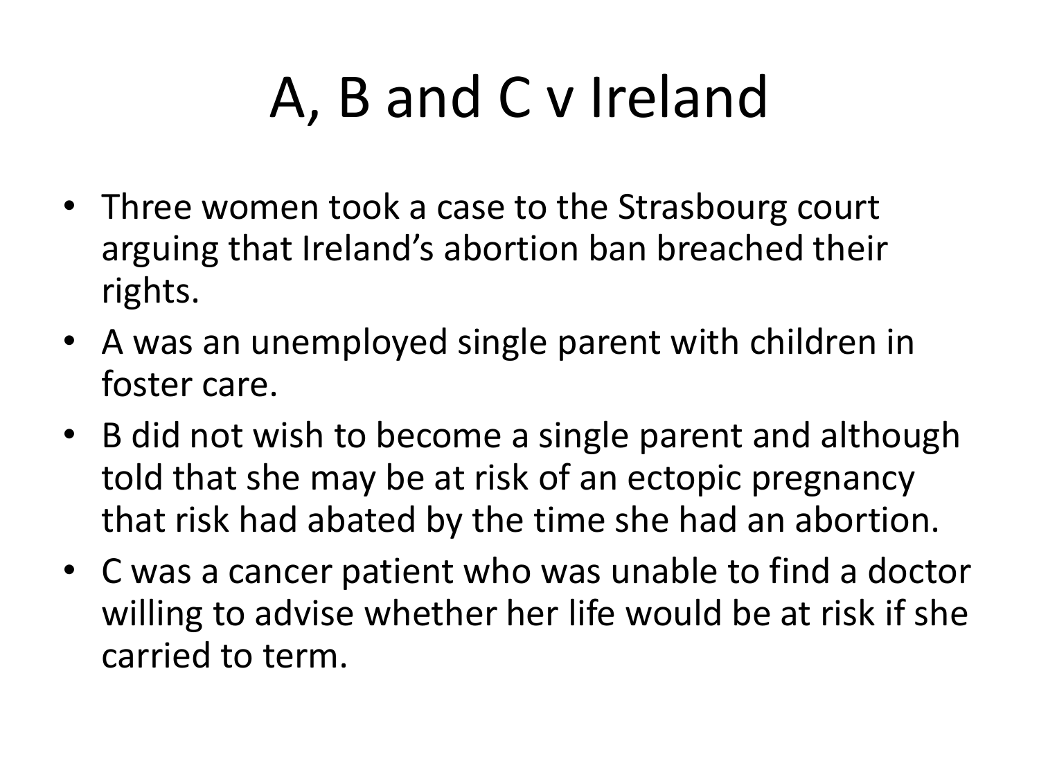# A, B and C v Ireland

- Three women took a case to the Strasbourg court arguing that Ireland's abortion ban breached their rights.
- A was an unemployed single parent with children in foster care.
- B did not wish to become a single parent and although told that she may be at risk of an ectopic pregnancy that risk had abated by the time she had an abortion.
- C was a cancer patient who was unable to find a doctor willing to advise whether her life would be at risk if she carried to term.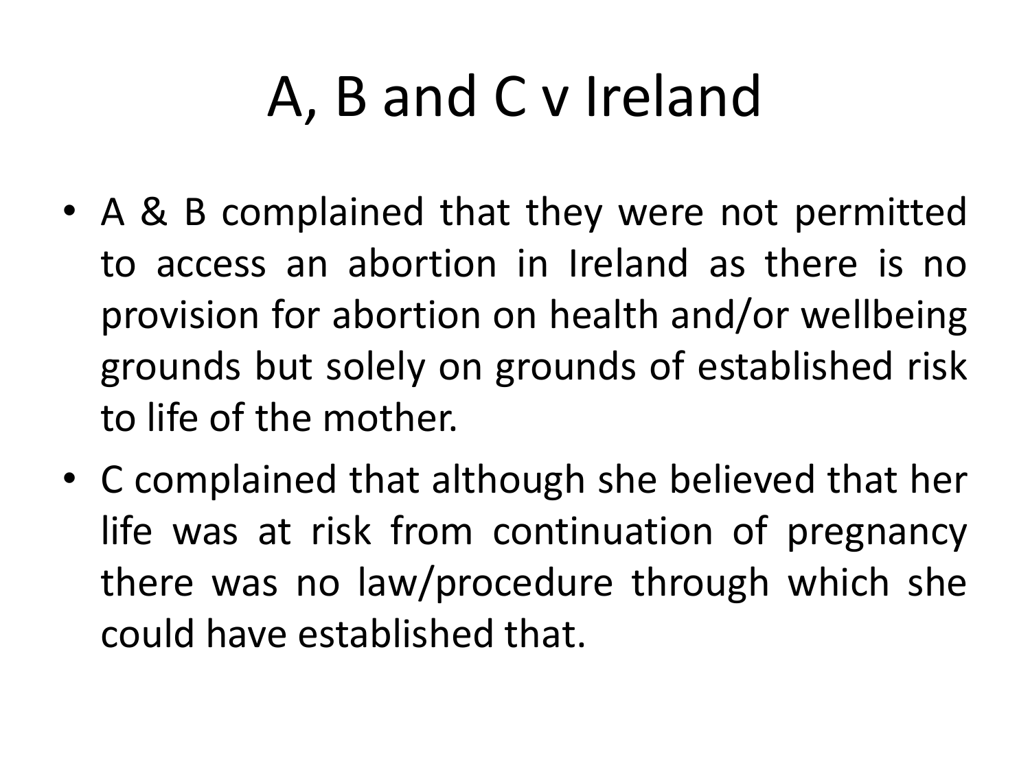# A, B and C v Ireland

- A & B complained that they were not permitted to access an abortion in Ireland as there is no provision for abortion on health and/or wellbeing grounds but solely on grounds of established risk to life of the mother.
- C complained that although she believed that her life was at risk from continuation of pregnancy there was no law/procedure through which she could have established that.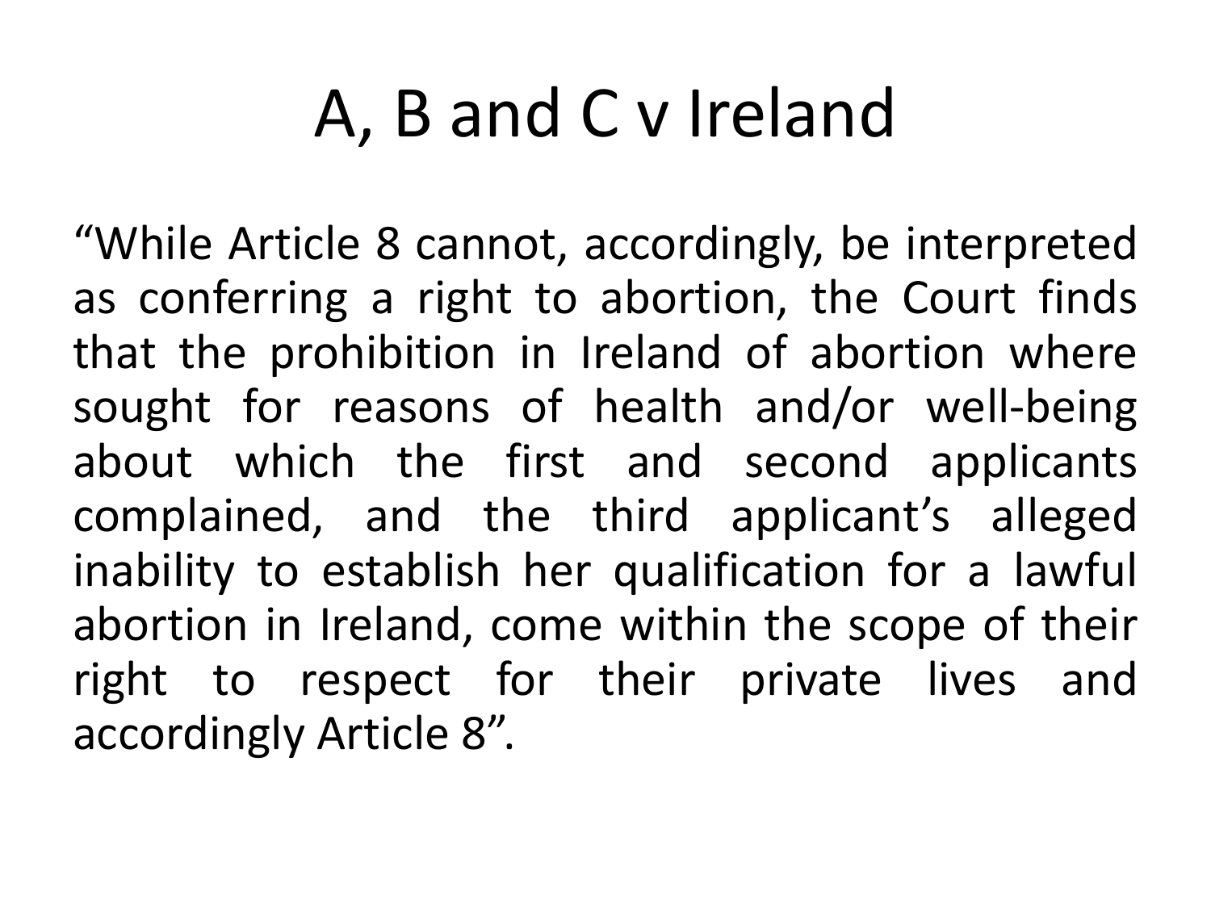# A, B and C v Ireland

“While Article 8 cannot, accordingly, be interpreted as conferring a right to abortion, the Court finds that the prohibition in Ireland of abortion where sought for reasons of health and/or well-being about which the first and second applicants complained, and the third applicant’s alleged inability to establish her qualification for a lawful abortion in Ireland, come within the scope of their right to respect for their private lives and accordingly Article 8”.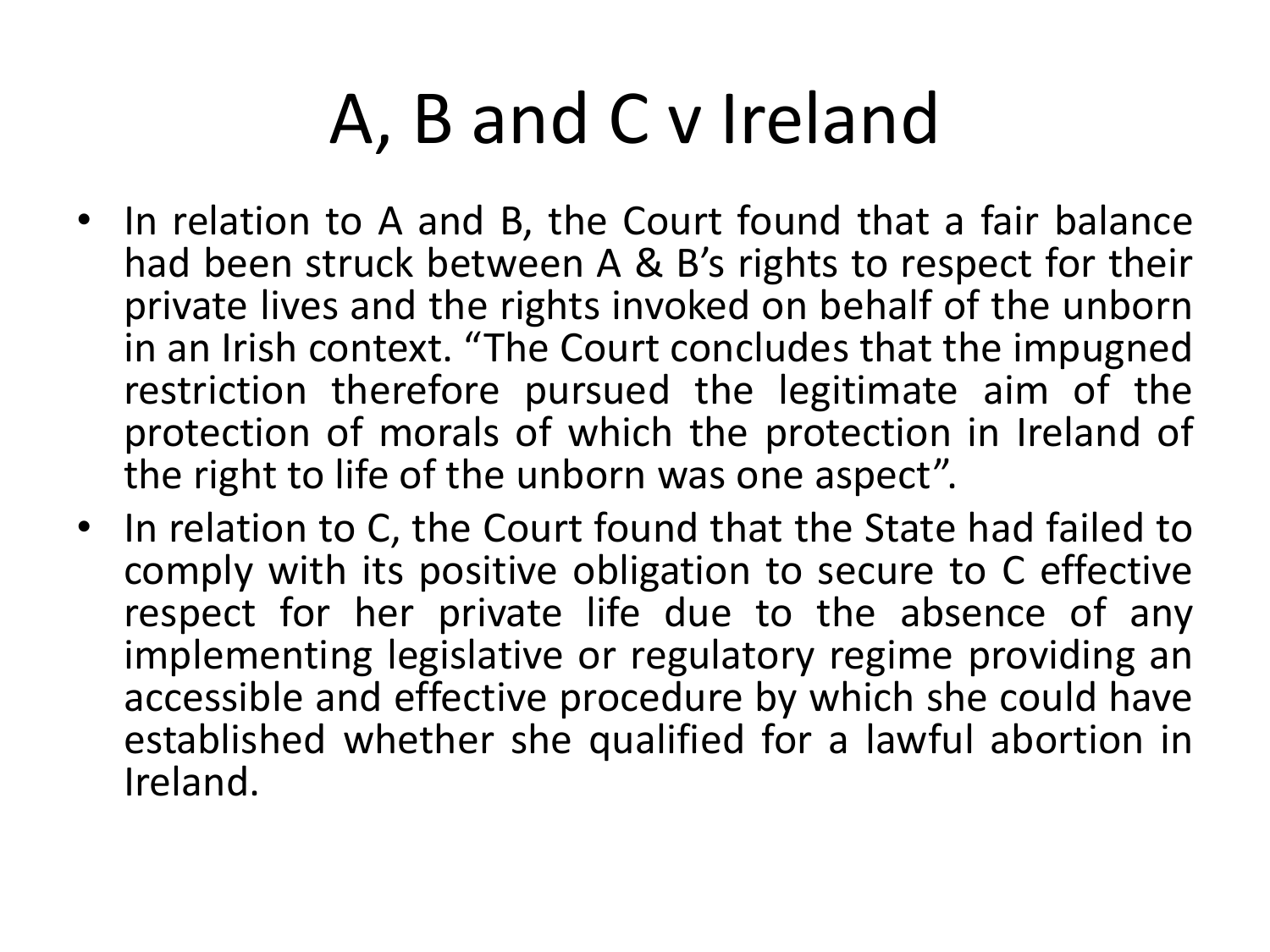# A, B and C v Ireland

- In relation to A and B, the Court found that a fair balance had been struck between A & B's rights to respect for their private lives and the rights invoked on behalf of the unborn in an Irish context. "The Court concludes that the impugned restriction therefore pursued the legitimate aim of the protection of morals of which the protection in Ireland of the right to life of the unborn was one aspect".
- In relation to C, the Court found that the State had failed to comply with its positive obligation to secure to C effective respect for her private life due to the absence of any implementing legislative or regulatory regime providing an accessible and effective procedure by which she could have established whether she qualified for a lawful abortion in Ireland.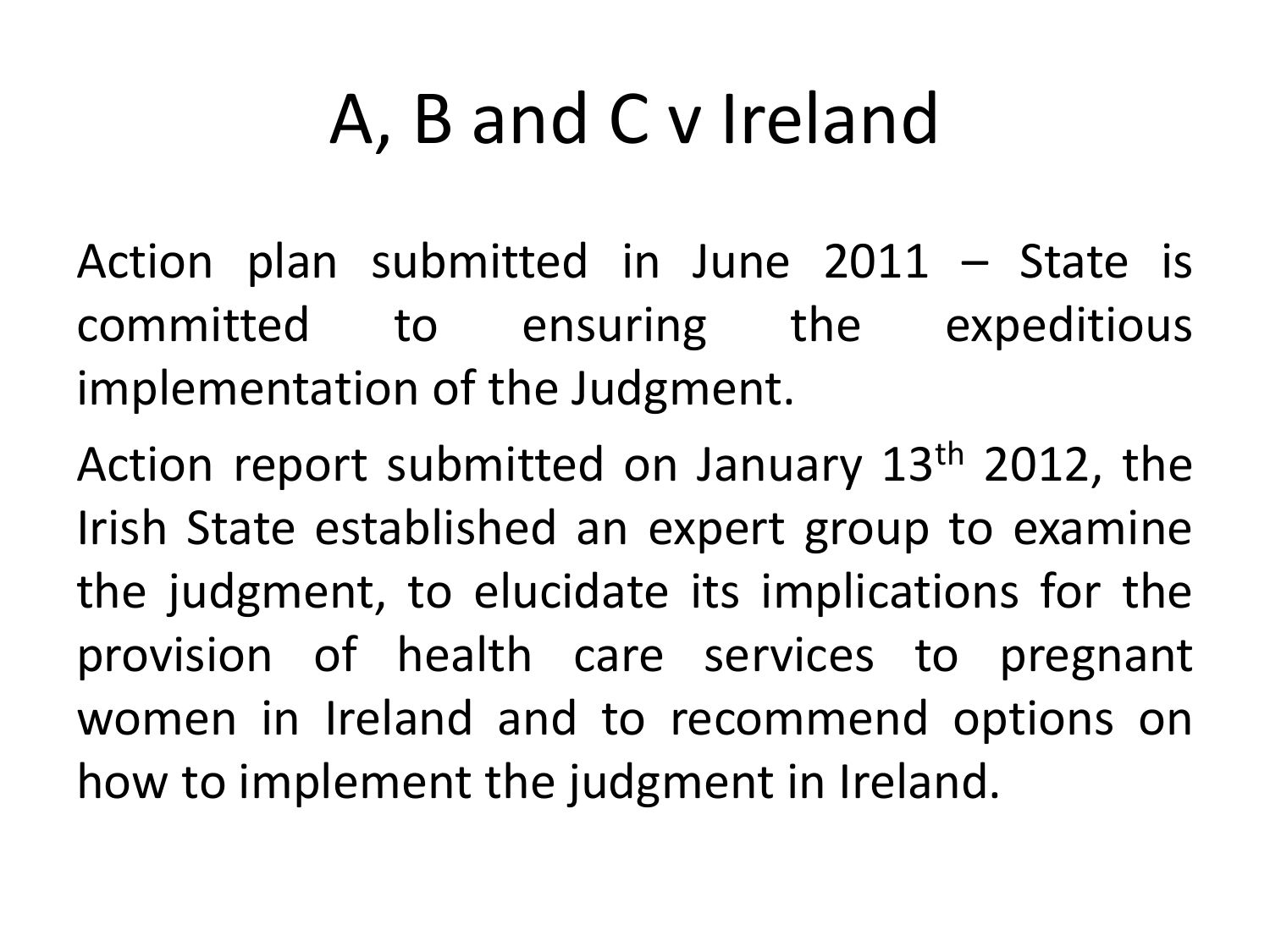# A, B and C v Ireland

Action plan submitted in June 2011 – State is committed to ensuring the expeditious implementation of the Judgment.

Action report submitted on January 13th 2012, the Irish State established an expert group to examine the judgment, to elucidate its implications for the provision of health care services to pregnant women in Ireland and to recommend options on how to implement the judgment in Ireland.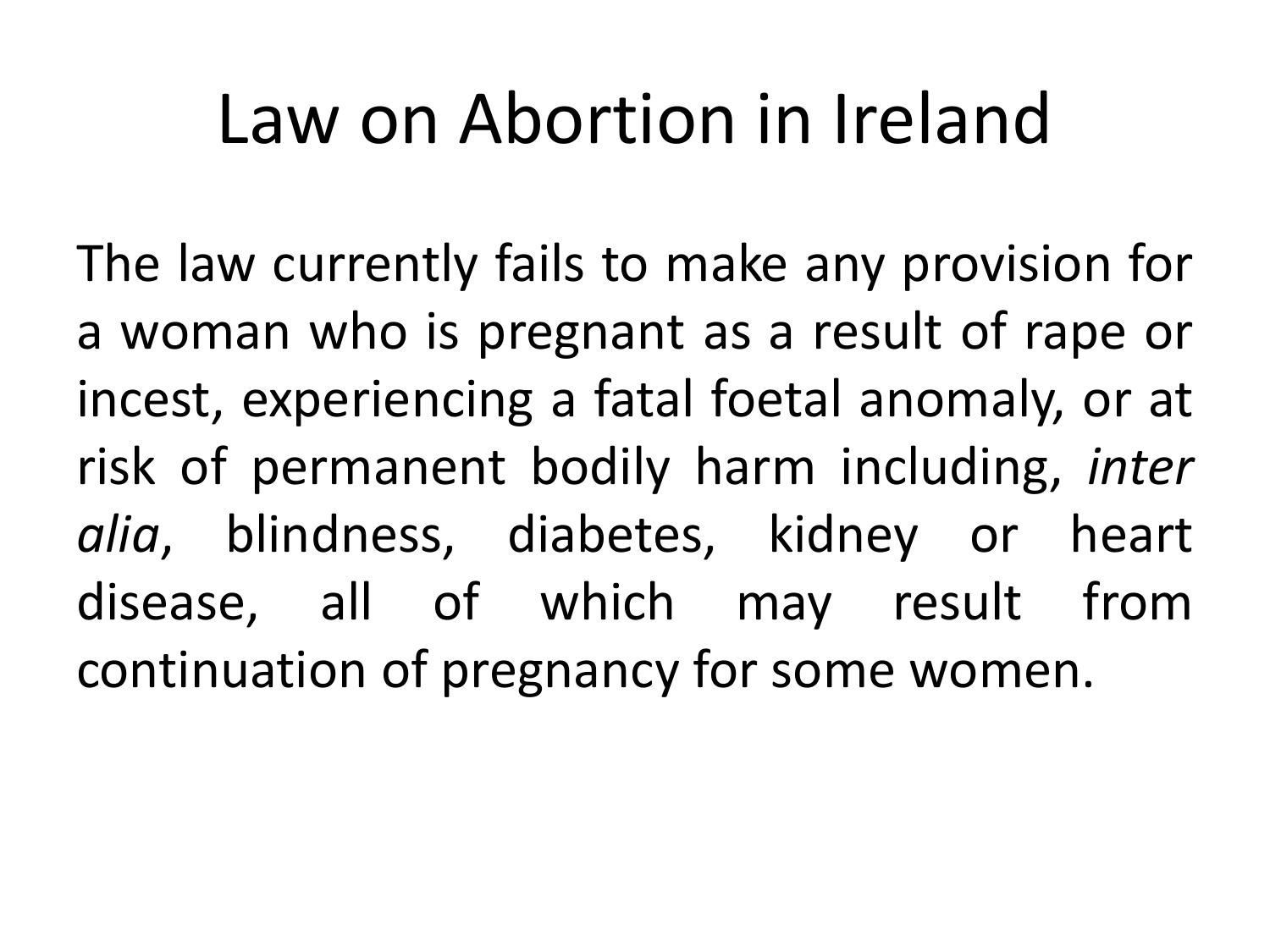# Law on Abortion in Ireland

The law currently fails to make any provision for a woman who is pregnant as a result of rape or incest, experiencing a fatal foetal anomaly, or at risk of permanent bodily harm including, *inter alia*, blindness, diabetes, kidney or heart disease, all of which may result from continuation of pregnancy for some women.